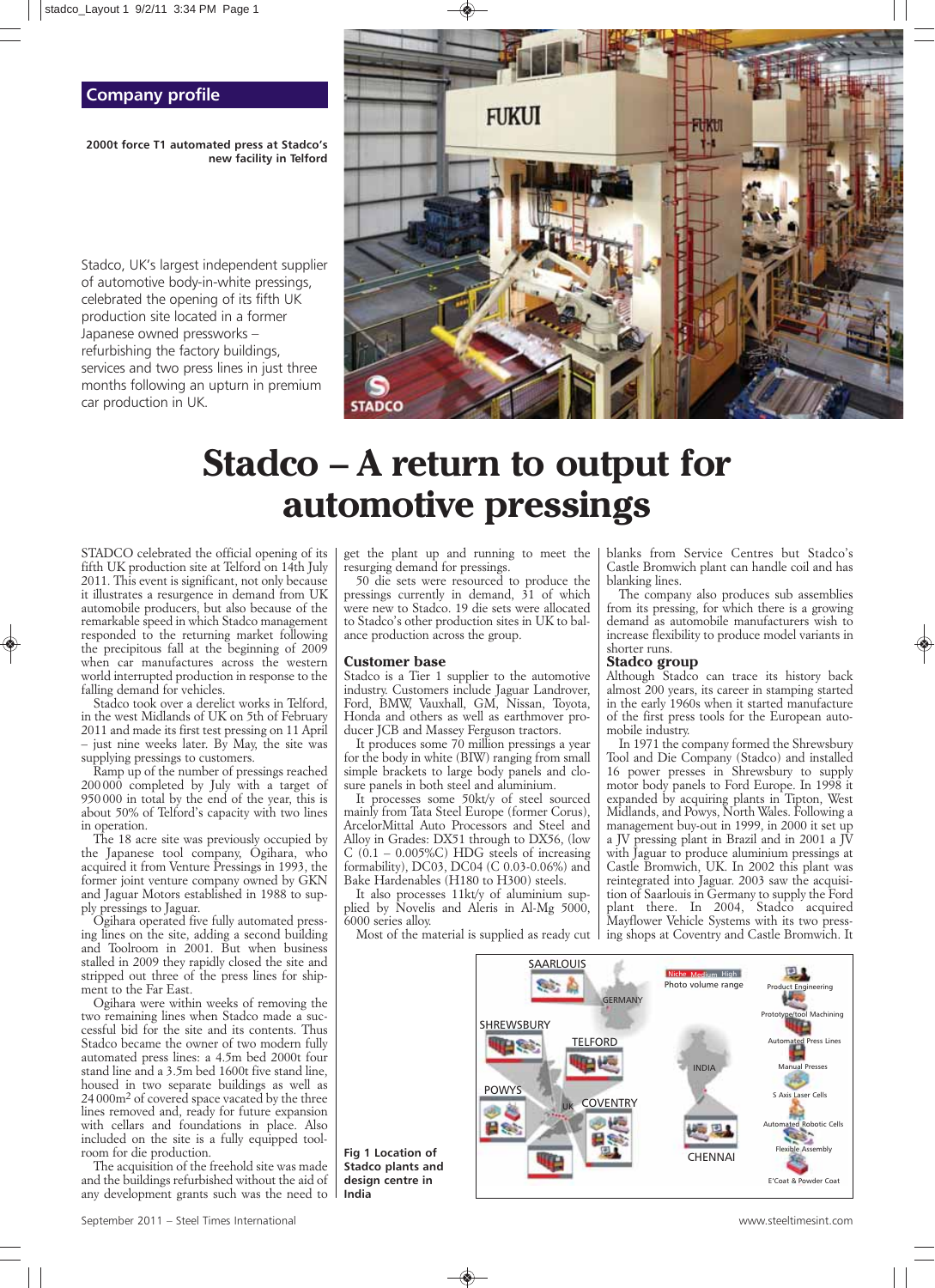## Company profile

2000t force T1 automated press at Stadco's new facility in Telford

Stadco, UK's largest independent supplier of automotive body-in-white pressings, celebrated the opening of its fifth UK production site located in a former Japanese owned pressworks – refurbishing the factory buildings, services and two press lines in just three months following an upturn in premium car production in UK.

# Stadco – A return to output for automotive pressings

STADCO celebrated the official opening of its fifth UK production site at Telford on 14th July 2011. This event is significant, not only because it illustrates a resurgence in demand from UK automobile producers, but also because of the remarkable speed in which Stadco management responded to the returning market following the precipitous fall at the beginning of 2009 when car manufactures across the western world interrupted production in response to the falling demand for vehicles.

Stadco took over a derelict works in Telford, in the west Midlands of UK on 5th of February 2011 and made its first test pressing on 11 April – just nine weeks later. By May, the site was supplying pressings to customers.

Ramp up of the number of pressings reached 200 000 completed by July with a target of 950 000 in total by the end of the year, this is about 50% of Telford's capacity with two lines in operation.

The 18 acre site was previously occupied by the Japanese tool company, Ogihara, who acquired it from Venture Pressings in 1993, the former joint venture company owned by GKN and Jaguar Motors established in 1988 to supply pressings to Jaguar.

Ogihara operated five fully automated pressing lines on the site, adding a second building and Toolroom in 2001. But when business stalled in 2009 they rapidly closed the site and stripped out three of the press lines for shipment to the Far East.

Ogihara were within weeks of removing the two remaining lines when Stadco made a successful bid for the site and its contents. Thus Stadco became the owner of two modern fully automated press lines: a 4.5m bed 2000t four stand line and a 3.5m bed 1600t five stand line, housed in two separate buildings as well as 24 000m$^2$ of covered space vacated by the three lines removed and, ready for future expansion with cellars and foundations in place. Also included on the site is a fully equipped toolroom for die production.

The acquisition of the freehold site was made and the buildings refurbished without the aid of any development grants such was the need to get the plant up and running to meet the resurging demand for pressings.

50 die sets were resourced to produce the pressings currently in demand, 31 of which were new to Stadco. 19 die sets were allocated to Stadco's other production sites in UK to balance production across the group.

### Customer base

Stadco is a Tier 1 supplier to the automotive industry. Customers include Jaguar Landrover, Ford, BMW, Vauxhall, GM, Nissan, Toyota, Honda and others as well as earthmover producer JCB and Massey Ferguson tractors.

It produces some 70 million pressings a year for the body in white (BIW) ranging from small simple brackets to large body panels and closure panels in both steel and aluminium.

It processes some 50kt/y of steel sourced mainly from Tata Steel Europe (former Corus), ArcelorMittal Auto Processors and Steel and Alloy in Grades: DX51 through to DX56, (low C (0.1 – 0.005%C) HDG steels of increasing formability), DC03, DC04 (C 0.03-0.06%) and Bake Hardenables (H180 to H300) steels.

It also processes 11kt/y of aluminium supplied by Novelis and Aleris in Al-Mg 5000, 6000 series alloy.

Most of the material is supplied as ready cut blanks from Service Centres but Stadco's Castle Bromwich plant can handle coil and has blanking lines.

The company also produces sub assemblies from its pressing, for which there is a growing demand as automobile manufacturers wish to increase flexibility to produce model variants in shorter runs.

### Stadco group

Although Stadco can trace its history back almost 200 years, its career in stamping started in the early 1960s when it started manufacture of the first press tools for the European automobile industry.

In 1971 the company formed the Shrewsbury Tool and Die Company (Stadco) and installed 16 power presses in Shrewsbury to supply motor body panels to Ford Europe. In 1998 it expanded by acquiring plants in Tipton, West Midlands, and Powys, North Wales. Following a management buy-out in 1999, in 2000 it set up a JV pressing plant in Brazil and in 2001 a JV with Jaguar to produce aluminium pressings at Castle Bromwich, UK. In 2002 this plant was reintegrated into Jaguar. 2003 saw the acquisition of Saarlouis in Germany to supply the Ford plant there. In 2004, Stadco acquired Mayflower Vehicle Systems with its two pressing shops at Coventry and Castle Bromwich. It

Fig 1 Location of Stadco plants and design centre in India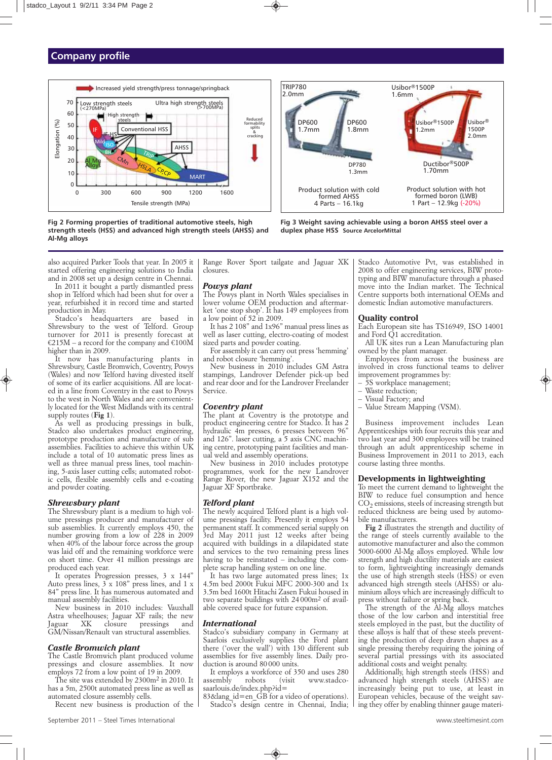## Company profile

Fig 2 Forming properties of traditional automotive steels, high strength steels (HSS) and advanced high strength steels (AHSS) and Al-Mg alloys

Fig 3 Weight saving achievable using a boron AHSS steel over a duplex phase HSS Source ArcelorMittal

also acquired Parker Tools that year. In 2005 it started offering engineering solutions to India and in 2008 set up a design centre in Chennai.

In 2011 it bought a partly dismantled press shop in Telford which had been shut for over a year, refurbished it in record time and started production in May.

Stadco's headquarters are based in Shrewsbury to the west of Telford. Group turnover for 2011 is presently forecast at €215M – a record for the company and €100M higher than in 2009.

It now has manufacturing plants in Shrewsbury, Castle Bromwich, Coventry, Powys (Wales) and now Telford having divested itself of some of its earlier acquisitions. All are located in a line from Coventry in the east to Powys to the west in North Wales and are conveniently located for the West Midlands with its central supply routes (**Fig 1**).

As well as producing pressings in bulk, Stadco also undertakes product engineering, prototype production and manufacture of sub assemblies. Facilities to achieve this within UK include a total of 10 automatic press lines as well as three manual press lines, tool machining, 5-axis laser cutting cells; automated robotic cells, flexible assembly cells and e-coating and powder coating.

### Shrewsbury plant

The Shrewsbury plant is a medium to high volume pressings producer and manufacturer of sub assemblies. It currently employs 450, the number growing from a low of 228 in 2009 when 40% of the labour force across the group was laid off and the remaining workforce were on short time. Over 41 million pressings are produced each year.

It operates Progression presses, 3 x 144" Auto press lines, 3 x 108" press lines, and 1 x 84" press line. It has numerous automated and manual assembly facilities.

New business in 2010 includes: Vauxhall Astra wheelhouses; Jaguar XF rails; the new Jaguar XK closure pressings and GM/Nissan/Renault van structural assemblies.

### Castle Bromwich plant

The Castle Bromwich plant produced volume pressings and closure assemblies. It now employs 72 from a low point of 19 in 2009.

The site was extended by 2300m$^2$ in 2010. It has a 5m, 2500t automated press line as well as automated closure assembly cells.

Recent new business is production of the Range Rover Sport tailgate and Jaguar XK closures.

### Powys plant

The Powys plant in North Wales specialises in lower volume OEM production and aftermarket 'one stop shop'. It has 149 employees from a low point of 52 in 2009.

It has 2 108" and 1x96" manual press lines as well as laser cutting, electro-coating of modest sized parts and powder coating.

For assembly it can carry out press 'hemming' and robot closure 'hemming'.

New business in 2010 includes GM Astra stampings, Landrover Defender pick-up bed and rear door and for the Landrover Freelander Service.

### Coventry plant

The plant at Coventry is the prototype and product engineering centre for Stadco. It has 2 hydraulic 4m presses, 6 presses between 96" and 126". laser cutting, a 5 axis CNC machining centre, prototyping paint facilities and manual weld and assembly operations.

New business in 2010 includes prototype programmes, work for the new Landrover Range Rover, the new Jaguar X152 and the Jaguar XF Sportbrake.

### Telford plant

The newly acquired Telford plant is a high volume pressings facility. Presently it employs 54 permanent staff. It commenced serial supply on 3rd May 2011 just 12 weeks after being acquired with buildings in a dilapidated state and services to the two remaining press lines having to be reinstated – including the complete scrap handling system on one line.

It has two large automated press lines; 1x 4.5m bed 2000t Fukui MFC 2000-300 and 1x 3.5m bed 1600t Hitachi Zasen Fukui housed in two separate buildings with 24 000m$^2$ of available covered space for future expansion.

### International

Stadco's subsidiary company in Germany at Saarlois exclusively supplies the Ford plant there ('over the wall') with 130 different sub assemblies for five assembly lines. Daily production is around 80 000 units.

It employs a workforce of 350 and uses 280 assembly robots (visit www.stadco-saarlouis.de/index.php?id=83&lang_id=en_GB for a video of operations).

Stadco's design centre in Chennai, India; Stadco Automotive Pvt, was established in 2008 to offer engineering services, BIW prototyping and BIW manufacture through a phased move into the Indian market. The Technical Centre supports both international OEMs and domestic Indian automotive manufacturers.

### Quality control

Each European site has TS16949, ISO 14001 and Ford Q1 accreditation.

All UK sites run a Lean Manufacturing plan owned by the plant manager.

Employees from across the business are involved in cross functional teams to deliver improvement programmes by:

- 5S workplace management;
- Waste reduction;
- Visual Factory; and
- Value Stream Mapping (VSM).

Business improvement includes Lean Apprenticeships with four recruits this year and two last year and 300 employees will be trained through an adult apprenticeship scheme in Business Improvement in 2011 to 2013, each course lasting three months.

### Developments in lightweighting

To meet the current demand to lightweight the BIW to reduce fuel consumption and hence $CO_2$ emissions, steels of increasing strength but reduced thickness are being used by automobile manufacturers.

**Fig 2** illustrates the strength and ductility of the range of steels currently available to the automotive manufacturer and also the common 5000-6000 Al-Mg alloys employed. While low strength and high ductility materials are easiest to form, lightweighting increasingly demands the use of high strength steels (HSS) or even advanced high strength steels (AHSS) or aluminium alloys which are increasingly difficult to press without failure or spring back.

The strength of the Al-Mg alloys matches those of the low carbon and interstitial free steels employed in the past, but the ductility of these alloys is half that of these steels preventing the production of deep drawn shapes as a single pressing thereby requiring the joining of several partial pressings with its associated additional costs and weight penalty.

Additionally, high strength steels (HSS) and advanced high strength steels (AHSS) are increasingly being put to use, at least in European vehicles, because of the weight saving they offer by enabling thinner gauge materi-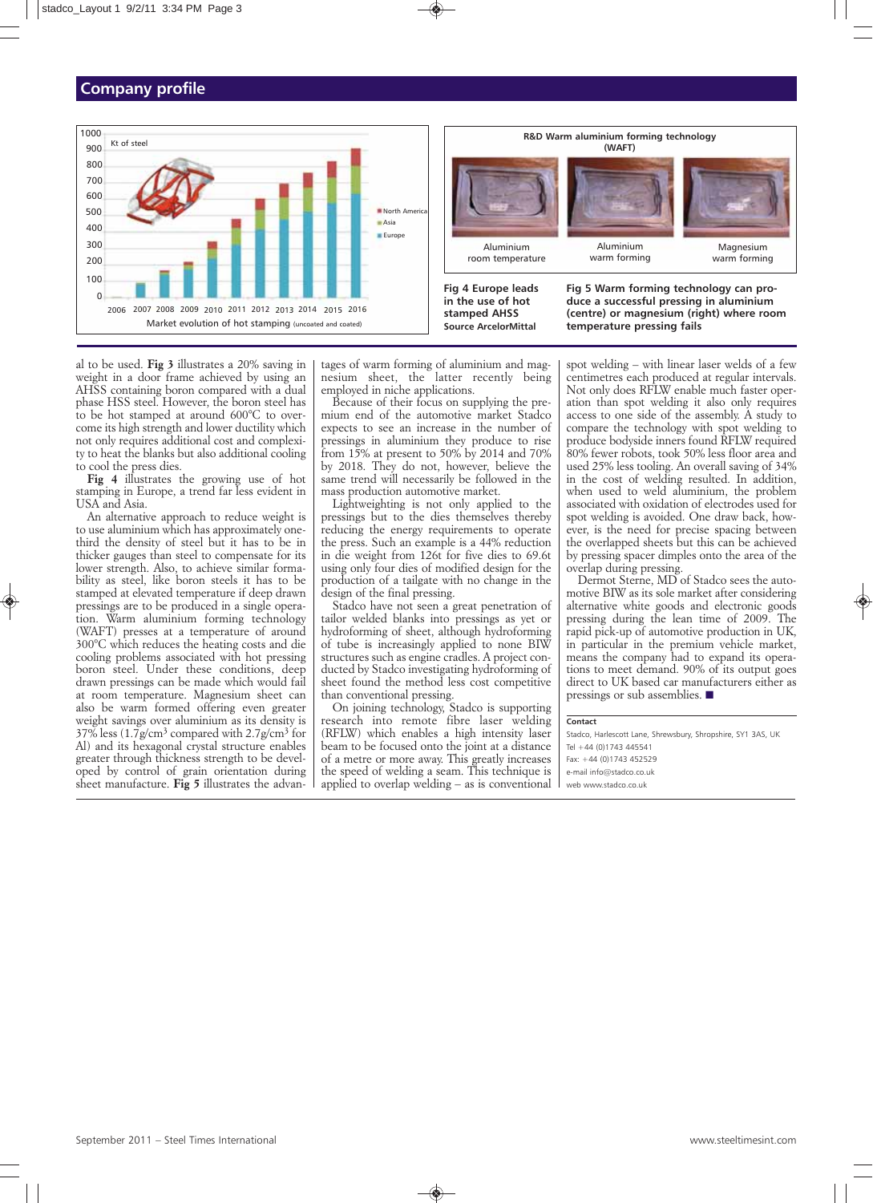## Company profile

1000
900
800
700
600
500
400
300
200
100
0
Kt of steel
North America
Asia
Europe
2006 2007 2008 2009 2010 2011 2012 2013 2014 2015 2016
Market evolution of hot stamping (uncoated and coated)

**Fig 4 Europe leads in the use of hot stamped AHSS Source ArcelorMittal**

R&D Warm aluminium forming technology (WAFT)

Aluminium room temperature

Aluminium warm forming

Magnesium warm forming

**Fig 5 Warm forming technology can produce a successful pressing in aluminium (centre) or magnesium (right) where room temperature pressing fails**

al to be used. **Fig 3** illustrates a 20% saving in weight in a door frame achieved by using an AHSS containing boron compared with a dual phase HSS steel. However, the boron steel has to be hot stamped at around 600°C to overcome its high strength and lower ductility which not only requires additional cost and complexity to heat the blanks but also additional cooling to cool the press dies.

**Fig 4** illustrates the growing use of hot stamping in Europe, a trend far less evident in USA and Asia.

An alternative approach to reduce weight is to use aluminium which has approximately one-third the density of steel but it has to be in thicker gauges than steel to compensate for its lower strength. Also, to achieve similar formability as steel, like boron steels it has to be stamped at elevated temperature if deep drawn pressings are to be produced in a single operation. Warm aluminium forming technology (WAFT) presses at a temperature of around 300°C which reduces the heating costs and die cooling problems associated with hot pressing boron steel. Under these conditions, deep drawn pressings can be made which would fail at room temperature. Magnesium sheet can also be warm formed offering even greater weight savings over aluminium as its density is 37% less (1.7g/cm$^3$ compared with 2.7g/cm$^3$ for Al) and its hexagonal crystal structure enables greater through thickness strength to be developed by control of grain orientation during sheet manufacture. **Fig 5** illustrates the advantages of warm forming of aluminium and magnesium sheet, the latter recently being employed in niche applications.

Because of their focus on supplying the premium end of the automotive market Stadco expects to see an increase in the number of pressings in aluminium they produce to rise from 15% at present to 50% by 2014 and 70% by 2018. They do not, however, believe the same trend will necessarily be followed in the mass production automotive market.

Lightweighting is not only applied to the pressings but to the dies themselves thereby reducing the energy requirements to operate the press. Such an example is a 44% reduction in die weight from 126t for five dies to 69.6t using only four dies of modified design for the production of a tailgate with no change in the design of the final pressing.

Stadco have not seen a great penetration of tailor welded blanks into pressings as yet or hydroforming of sheet, although hydroforming of tube is increasingly applied to none BIW structures such as engine cradles. A project conducted by Stadco investigating hydroforming of sheet found the method less cost competitive than conventional pressing.

On joining technology, Stadco is supporting research into remote fibre laser welding (RFLW) which enables a high intensity laser beam to be focused onto the joint at a distance of a metre or more away. This greatly increases the speed of welding a seam. This technique is applied to overlap welding – as is conventional spot welding – with linear laser welds of a few centimetres each produced at regular intervals. Not only does RFLW enable much faster operation than spot welding it also only requires access to one side of the assembly. A study to compare the technology with spot welding to produce bodyside inners found RFLW required 80% fewer robots, took 50% less floor area and used 25% less tooling. An overall saving of 34% in the cost of welding resulted. In addition, when used to weld aluminium, the problem associated with oxidation of electrodes used for spot welding is avoided. One draw back, however, is the need for precise spacing between the overlapped sheets but this can be achieved by pressing spacer dimples onto the area of the overlap during pressing.

Dermot Sterne, MD of Stadco sees the automotive BIW as its sole market after considering alternative white goods and electronic goods pressing during the lean time of 2009. The rapid pick-up of automotive production in UK, in particular in the premium vehicle market, means the company had to expand its operations to meet demand. 90% of its output goes direct to UK based car manufacturers either as pressings or sub assemblies. ■

**Contact**

Stadco, Harlescott Lane, Shrewsbury, Shropshire, SY1 3AS, UK
Tel +44 (0)1743 445541
Fax: +44 (0)1743 452529
e-mail info@stadco.co.uk
web www.stadco.co.uk